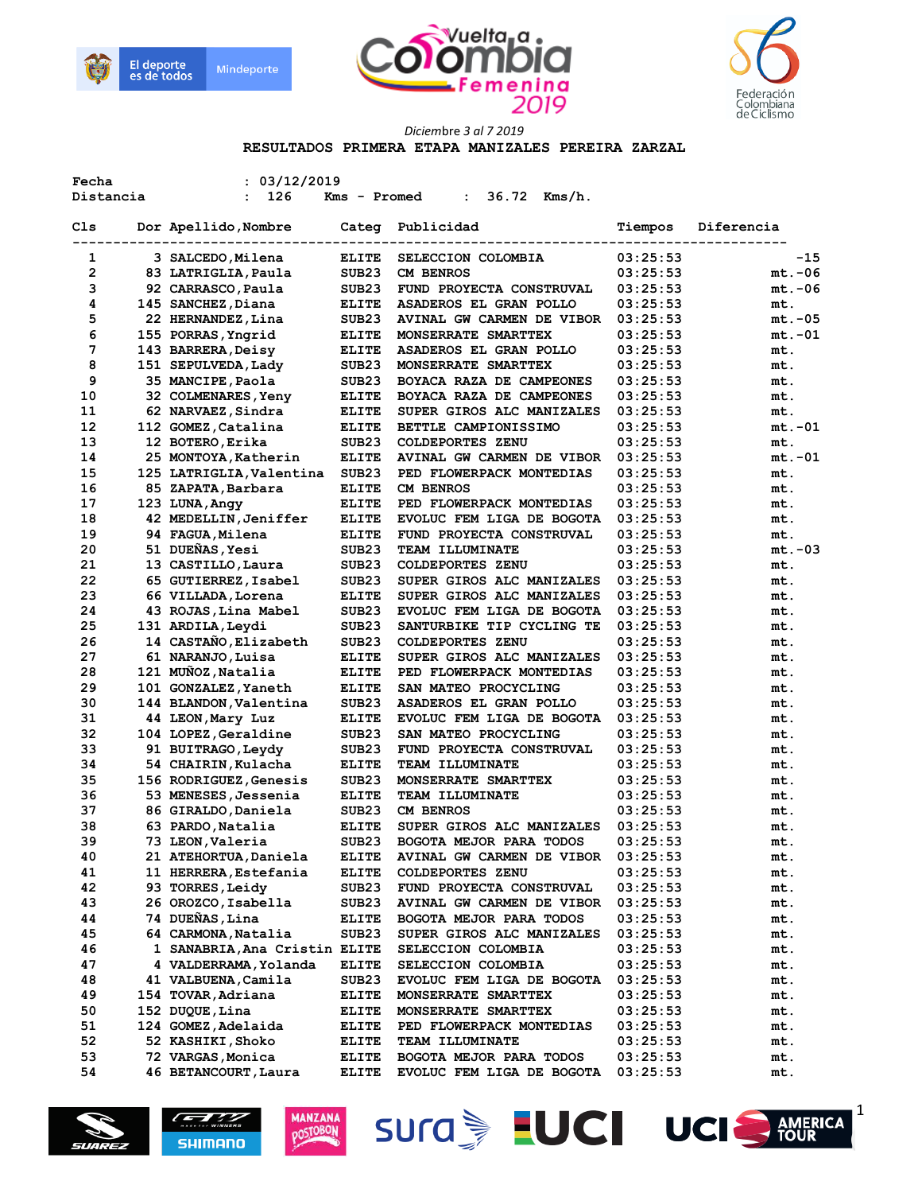Diciembre 3 al 7 2019

**RESULTADOS PRIMERA ETAPA MANIZALES PEREIRA ZARZAL**

Fecha : 03/12/2019
Distancia : 126 Kms - Promed : 36.72 Kms/h.

| Cls | Dor | Apellido,Nombre | Categ | Publicidad | Tiempos | Diferencia |
|---|---|---|---|---|---|---|
| 1 | 3 | SALCEDO,Milena | ELITE | SELECCION COLOMBIA | 03:25:53 | -15 |
| 2 | 83 | LATRIGLIA,Paula | SUB23 | CM BENROS | 03:25:53 | mt.-06 |
| 3 | 92 | CARRASCO,Paula | SUB23 | FUND PROYECTA CONSTRUVAL | 03:25:53 | mt.-06 |
| 4 | 145 | SANCHEZ,Diana | ELITE | ASADEROS EL GRAN POLLO | 03:25:53 | mt. |
| 5 | 22 | HERNANDEZ,Lina | SUB23 | AVINAL GW CARMEN DE VIBOR | 03:25:53 | mt.-05 |
| 6 | 155 | PORRAS,Yngrid | ELITE | MONSERRATE SMARTTEX | 03:25:53 | mt.-01 |
| 7 | 143 | BARRERA,Deisy | ELITE | ASADEROS EL GRAN POLLO | 03:25:53 | mt. |
| 8 | 151 | SEPULVEDA,Lady | SUB23 | MONSERRATE SMARTTEX | 03:25:53 | mt. |
| 9 | 35 | MANCIPE,Paola | SUB23 | BOYACA RAZA DE CAMPEONES | 03:25:53 | mt. |
| 10 | 32 | COLMENARES,Yeny | ELITE | BOYACA RAZA DE CAMPEONES | 03:25:53 | mt. |
| 11 | 62 | NARVAEZ,Sindra | ELITE | SUPER GIROS ALC MANIZALES | 03:25:53 | mt. |
| 12 | 112 | GOMEZ,Catalina | ELITE | BETTLE CAMPIONISSIMO | 03:25:53 | mt.-01 |
| 13 | 12 | BOTERO,Erika | SUB23 | COLDEPORTES ZENU | 03:25:53 | mt. |
| 14 | 25 | MONTOYA,Katherin | ELITE | AVINAL GW CARMEN DE VIBOR | 03:25:53 | mt.-01 |
| 15 | 125 | LATRIGLIA,Valentina | SUB23 | PED FLOWERPACK MONTEDIAS | 03:25:53 | mt. |
| 16 | 85 | ZAPATA,Barbara | ELITE | CM BENROS | 03:25:53 | mt. |
| 17 | 123 | LUNA,Angy | ELITE | PED FLOWERPACK MONTEDIAS | 03:25:53 | mt. |
| 18 | 42 | MEDELLIN,Jeniffer | ELITE | EVOLUC FEM LIGA DE BOGOTA | 03:25:53 | mt. |
| 19 | 94 | FAGUA,Milena | ELITE | FUND PROYECTA CONSTRUVAL | 03:25:53 | mt. |
| 20 | 51 | DUEÑAS,Yesi | SUB23 | TEAM ILLUMINATE | 03:25:53 | mt.-03 |
| 21 | 13 | CASTILLO,Laura | SUB23 | COLDEPORTES ZENU | 03:25:53 | mt. |
| 22 | 65 | GUTIERREZ,Isabel | SUB23 | SUPER GIROS ALC MANIZALES | 03:25:53 | mt. |
| 23 | 66 | VILLADA,Lorena | ELITE | SUPER GIROS ALC MANIZALES | 03:25:53 | mt. |
| 24 | 43 | ROJAS,Lina Mabel | SUB23 | EVOLUC FEM LIGA DE BOGOTA | 03:25:53 | mt. |
| 25 | 131 | ARDILA,Leydi | SUB23 | SANTURBIKE TIP CYCLING TE | 03:25:53 | mt. |
| 26 | 14 | CASTAÑO,Elizabeth | SUB23 | COLDEPORTES ZENU | 03:25:53 | mt. |
| 27 | 61 | NARANJO,Luisa | ELITE | SUPER GIROS ALC MANIZALES | 03:25:53 | mt. |
| 28 | 121 | MUÑOZ,Natalia | ELITE | PED FLOWERPACK MONTEDIAS | 03:25:53 | mt. |
| 29 | 101 | GONZALEZ,Yaneth | ELITE | SAN MATEO PROCYCLING | 03:25:53 | mt. |
| 30 | 144 | BLANDON,Valentina | SUB23 | ASADEROS EL GRAN POLLO | 03:25:53 | mt. |
| 31 | 44 | LEON,Mary Luz | ELITE | EVOLUC FEM LIGA DE BOGOTA | 03:25:53 | mt. |
| 32 | 104 | LOPEZ,Geraldine | SUB23 | SAN MATEO PROCYCLING | 03:25:53 | mt. |
| 33 | 91 | BUITRAGO,Leydy | SUB23 | FUND PROYECTA CONSTRUVAL | 03:25:53 | mt. |
| 34 | 54 | CHAIRIN,Kulacha | ELITE | TEAM ILLUMINATE | 03:25:53 | mt. |
| 35 | 156 | RODRIGUEZ,Genesis | SUB23 | MONSERRATE SMARTTEX | 03:25:53 | mt. |
| 36 | 53 | MENESES,Jessenia | ELITE | TEAM ILLUMINATE | 03:25:53 | mt. |
| 37 | 86 | GIRALDO,Daniela | SUB23 | CM BENROS | 03:25:53 | mt. |
| 38 | 63 | PARDO,Natalia | ELITE | SUPER GIROS ALC MANIZALES | 03:25:53 | mt. |
| 39 | 73 | LEON,Valeria | SUB23 | BOGOTA MEJOR PARA TODOS | 03:25:53 | mt. |
| 40 | 21 | ATEHORTUA,Daniela | ELITE | AVINAL GW CARMEN DE VIBOR | 03:25:53 | mt. |
| 41 | 11 | HERRERA,Estefania | ELITE | COLDEPORTES ZENU | 03:25:53 | mt. |
| 42 | 93 | TORRES,Leidy | SUB23 | FUND PROYECTA CONSTRUVAL | 03:25:53 | mt. |
| 43 | 26 | OROZCO,Isabella | SUB23 | AVINAL GW CARMEN DE VIBOR | 03:25:53 | mt. |
| 44 | 74 | DUEÑAS,Lina | ELITE | BOGOTA MEJOR PARA TODOS | 03:25:53 | mt. |
| 45 | 64 | CARMONA,Natalia | SUB23 | SUPER GIROS ALC MANIZALES | 03:25:53 | mt. |
| 46 | 1 | SANABRIA,Ana Cristin | ELITE | SELECCION COLOMBIA | 03:25:53 | mt. |
| 47 | 4 | VALDERRAMA,Yolanda | ELITE | SELECCION COLOMBIA | 03:25:53 | mt. |
| 48 | 41 | VALBUENA,Camila | SUB23 | EVOLUC FEM LIGA DE BOGOTA | 03:25:53 | mt. |
| 49 | 154 | TOVAR,Adriana | ELITE | MONSERRATE SMARTTEX | 03:25:53 | mt. |
| 50 | 152 | DUQUE,Lina | ELITE | MONSERRATE SMARTTEX | 03:25:53 | mt. |
| 51 | 124 | GOMEZ,Adelaida | ELITE | PED FLOWERPACK MONTEDIAS | 03:25:53 | mt. |
| 52 | 52 | KASHIKI,Shoko | ELITE | TEAM ILLUMINATE | 03:25:53 | mt. |
| 53 | 72 | VARGAS,Monica | ELITE | BOGOTA MEJOR PARA TODOS | 03:25:53 | mt. |
| 54 | 46 | BETANCOURT,Laura | ELITE | EVOLUC FEM LIGA DE BOGOTA | 03:25:53 | mt. |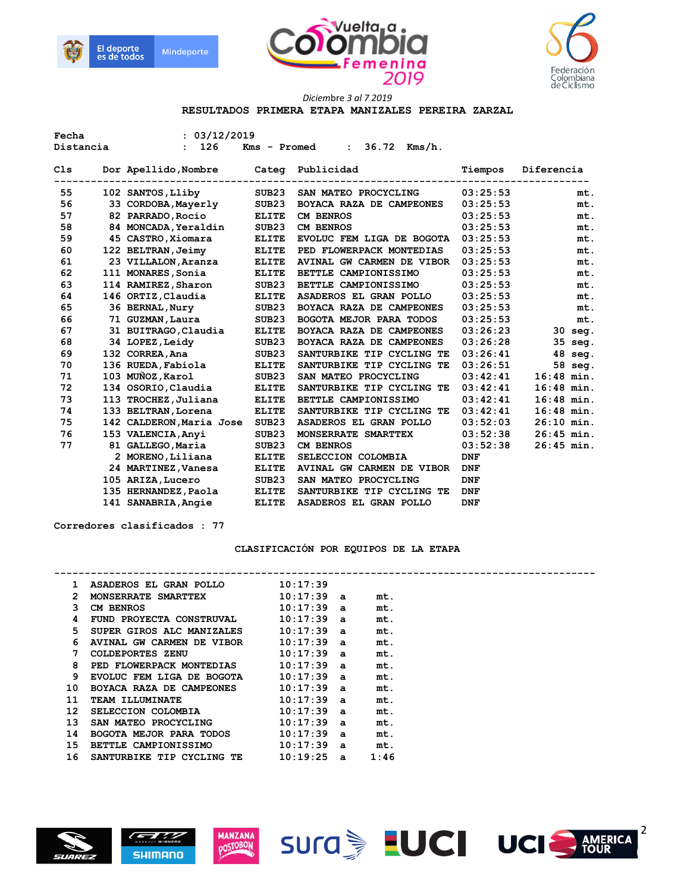Diciembre 3 al 7 2019

**RESULTADOS PRIMERA ETAPA MANIZALES PEREIRA ZARZAL**

Fecha : 03/12/2019
Distancia : 126 Kms - Promed : 36.72 Kms/h.

| Cls | Dor | Apellido,Nombre | Categ | Publicidad | Tiempos | Diferencia |
|---|---|---|---|---|---|---|
| 55 | 102 | SANTOS,Lliby | SUB23 | SAN MATEO PROCYCLING | 03:25:53 | mt. |
| 56 | 33 | CORDOBA,Mayerly | SUB23 | BOYACA RAZA DE CAMPEONES | 03:25:53 | mt. |
| 57 | 82 | PARRADO,Rocio | ELITE | CM BENROS | 03:25:53 | mt. |
| 58 | 84 | MONCADA,Yeraldin | SUB23 | CM BENROS | 03:25:53 | mt. |
| 59 | 45 | CASTRO,Xiomara | ELITE | EVOLUC FEM LIGA DE BOGOTA | 03:25:53 | mt. |
| 60 | 122 | BELTRAN,Jeimy | ELITE | PED FLOWERPACK MONTEDIAS | 03:25:53 | mt. |
| 61 | 23 | VILLALON,Aranza | ELITE | AVINAL GW CARMEN DE VIBOR | 03:25:53 | mt. |
| 62 | 111 | MONARES,Sonia | ELITE | BETTLE CAMPIONISSIMO | 03:25:53 | mt. |
| 63 | 114 | RAMIREZ,Sharon | SUB23 | BETTLE CAMPIONISSIMO | 03:25:53 | mt. |
| 64 | 146 | ORTIZ,Claudia | ELITE | ASADEROS EL GRAN POLLO | 03:25:53 | mt. |
| 65 | 36 | BERNAL,Nury | SUB23 | BOYACA RAZA DE CAMPEONES | 03:25:53 | mt. |
| 66 | 71 | GUZMAN,Laura | SUB23 | BOGOTA MEJOR PARA TODOS | 03:25:53 | mt. |
| 67 | 31 | BUITRAGO,Claudia | ELITE | BOYACA RAZA DE CAMPEONES | 03:26:23 | 30 seg. |
| 68 | 34 | LOPEZ,Leidy | SUB23 | BOYACA RAZA DE CAMPEONES | 03:26:28 | 35 seg. |
| 69 | 132 | CORREA,Ana | SUB23 | SANTURBIKE TIP CYCLING TE | 03:26:41 | 48 seg. |
| 70 | 136 | RUEDA,Fabiola | ELITE | SANTURBIKE TIP CYCLING TE | 03:26:51 | 58 seg. |
| 71 | 103 | MUÑOZ,Karol | SUB23 | SAN MATEO PROCYCLING | 03:42:41 | 16:48 min. |
| 72 | 134 | OSORIO,Claudia | ELITE | SANTURBIKE TIP CYCLING TE | 03:42:41 | 16:48 min. |
| 73 | 113 | TROCHEZ,Juliana | ELITE | BETTLE CAMPIONISSIMO | 03:42:41 | 16:48 min. |
| 74 | 133 | BELTRAN,Lorena | ELITE | SANTURBIKE TIP CYCLING TE | 03:42:41 | 16:48 min. |
| 75 | 142 | CALDERON,Maria Jose | SUB23 | ASADEROS EL GRAN POLLO | 03:52:03 | 26:10 min. |
| 76 | 153 | VALENCIA,Anyi | SUB23 | MONSERRATE SMARTTEX | 03:52:38 | 26:45 min. |
| 77 | 81 | GALLEGO,Maria | SUB23 | CM BENROS | 03:52:38 | 26:45 min. |
| | 2 | MORENO,Liliana | ELITE | SELECCION COLOMBIA | DNF | |
| | 24 | MARTINEZ,Vanesa | ELITE | AVINAL GW CARMEN DE VIBOR | DNF | |
| | 105 | ARIZA,Lucero | SUB23 | SAN MATEO PROCYCLING | DNF | |
| | 135 | HERNANDEZ,Paola | ELITE | SANTURBIKE TIP CYCLING TE | DNF | |
| | 141 | SANABRIA,Angie | ELITE | ASADEROS EL GRAN POLLO | DNF | |

Corredores clasificados : 77

**CLASIFICACIÓN POR EQUIPOS DE LA ETAPA**

| Pos | Equipo | Tiempo | Diferencia |
|---|---|---|---|
| 1 | ASADEROS EL GRAN POLLO | 10:17:39 | |
| 2 | MONSERRATE SMARTTEX | 10:17:39 | a mt. |
| 3 | CM BENROS | 10:17:39 | a mt. |
| 4 | FUND PROYECTA CONSTRUVAL | 10:17:39 | a mt. |
| 5 | SUPER GIROS ALC MANIZALES | 10:17:39 | a mt. |
| 6 | AVINAL GW CARMEN DE VIBOR | 10:17:39 | a mt. |
| 7 | COLDEPORTES ZENU | 10:17:39 | a mt. |
| 8 | PED FLOWERPACK MONTEDIAS | 10:17:39 | a mt. |
| 9 | EVOLUC FEM LIGA DE BOGOTA | 10:17:39 | a mt. |
| 10 | BOYACA RAZA DE CAMPEONES | 10:17:39 | a mt. |
| 11 | TEAM ILLUMINATE | 10:17:39 | a mt. |
| 12 | SELECCION COLOMBIA | 10:17:39 | a mt. |
| 13 | SAN MATEO PROCYCLING | 10:17:39 | a mt. |
| 14 | BOGOTA MEJOR PARA TODOS | 10:17:39 | a mt. |
| 15 | BETTLE CAMPIONISSIMO | 10:17:39 | a mt. |
| 16 | SANTURBIKE TIP CYCLING TE | 10:19:25 | a 1:46 |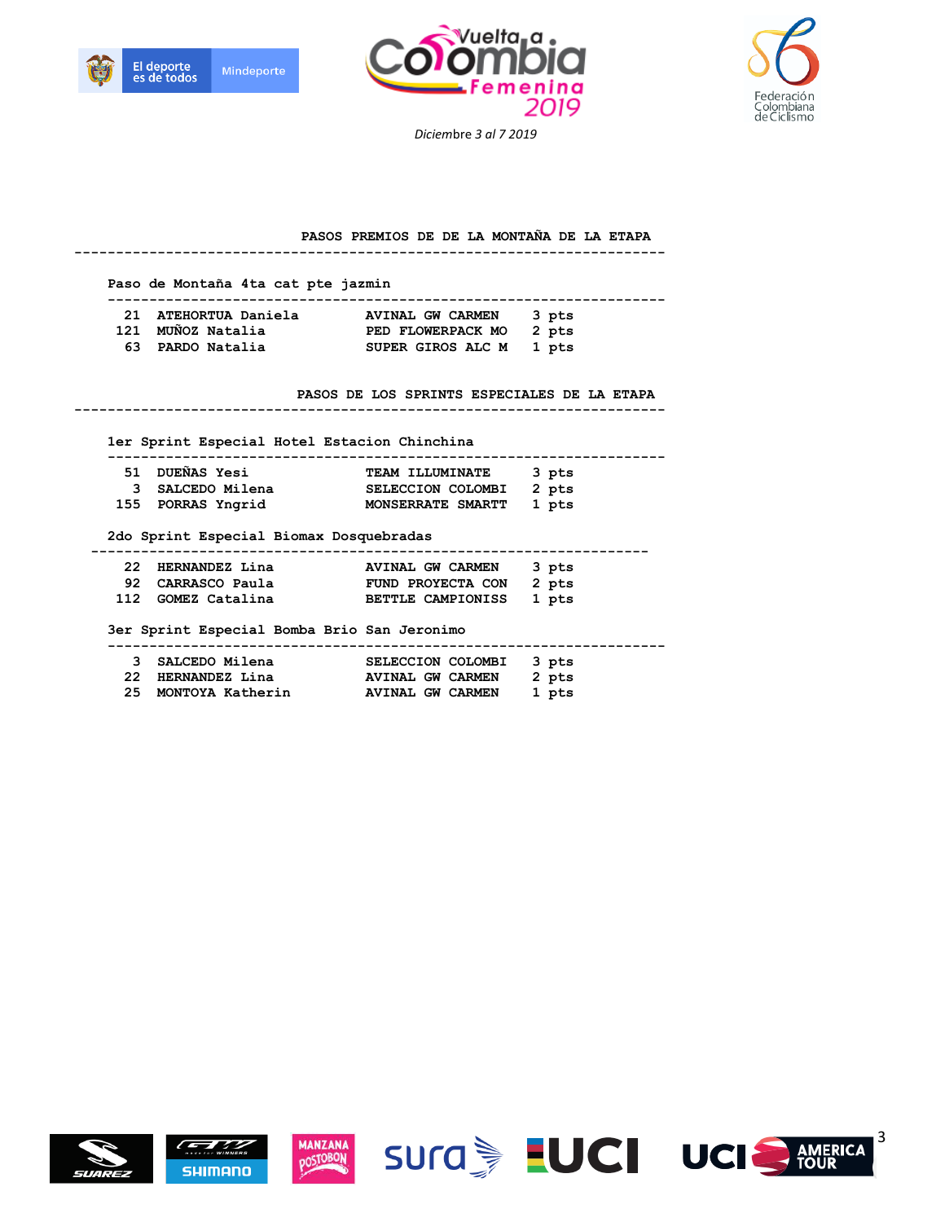Diciembre 3 al 7 2019

## PASOS PREMIOS DE DE LA MONTAÑA DE LA ETAPA

### Paso de Montaña 4ta cat pte jazmin

| | | | |
|---|---|---|---|
| 21 | ATEHORTUA Daniela | AVINAL GW CARMEN | 3 pts |
| 121 | MUÑOZ Natalia | PED FLOWERPACK MO | 2 pts |
| 63 | PARDO Natalia | SUPER GIROS ALC M | 1 pts |

## PASOS DE LOS SPRINTS ESPECIALES DE LA ETAPA

### 1er Sprint Especial Hotel Estacion Chinchina

| | | | |
|---|---|---|---|
| 51 | DUEÑAS Yesi | TEAM ILLUMINATE | 3 pts |
| 3 | SALCEDO Milena | SELECCION COLOMBI | 2 pts |
| 155 | PORRAS Yngrid | MONSERRATE SMARTT | 1 pts |

### 2do Sprint Especial Biomax Dosquebradas

| | | | |
|---|---|---|---|
| 22 | HERNANDEZ Lina | AVINAL GW CARMEN | 3 pts |
| 92 | CARRASCO Paula | FUND PROYECTA CON | 2 pts |
| 112 | GOMEZ Catalina | BETTLE CAMPIONISS | 1 pts |

### 3er Sprint Especial Bomba Brio San Jeronimo

| | | | |
|---|---|---|---|
| 3 | SALCEDO Milena | SELECCION COLOMBI | 3 pts |
| 22 | HERNANDEZ Lina | AVINAL GW CARMEN | 2 pts |
| 25 | MONTOYA Katherin | AVINAL GW CARMEN | 1 pts |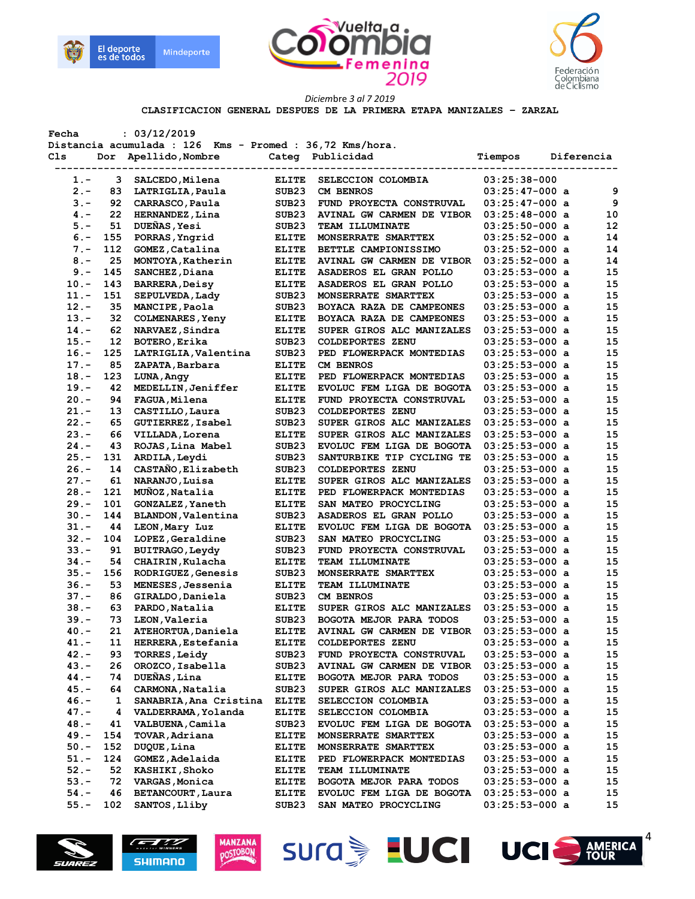Diciembre 3 al 7 2019

CLASIFICACION GENERAL DESPUES DE LA PRIMERA ETAPA MANIZALES - ZARZAL

Fecha : 03/12/2019

Distancia acumulada : 126 Kms - Promed : 36,72 Kms/hora.

| Cls | Dor | Apellido,Nombre | Categ | Publicidad | Tiempos | Diferencia |
|---|---|---|---|---|---|---|
| 1.- | 3 | SALCEDO,Milena | ELITE | SELECCION COLOMBIA | 03:25:38-000 | |
| 2.- | 83 | LATRIGLIA,Paula | SUB23 | CM BENROS | 03:25:47-000 a | 9 |
| 3.- | 92 | CARRASCO,Paola | SUB23 | FUND PROYECTA CONSTRUVAL | 03:25:47-000 a | 9 |
| 4.- | 22 | HERNANDEZ,Lina | SUB23 | AVINAL GW CARMEN DE VIBOR | 03:25:48-000 a | 10 |
| 5.- | 51 | DUEÑAS,Yesi | SUB23 | TEAM ILLUMINATE | 03:25:50-000 a | 12 |
| 6.- | 155 | PORRAS,Yngrid | ELITE | MONSERRATE SMARTTEX | 03:25:52-000 a | 14 |
| 7.- | 112 | GOMEZ,Catalina | ELITE | BETTLE CAMPIONISSIMO | 03:25:52-000 a | 14 |
| 8.- | 25 | MONTOYA,Katherin | ELITE | AVINAL GW CARMEN DE VIBOR | 03:25:52-000 a | 14 |
| 9.- | 145 | SANCHEZ,Diana | ELITE | ASADEROS EL GRAN POLLO | 03:25:53-000 a | 15 |
| 10.- | 143 | BARRERA,Deisy | ELITE | ASADEROS EL GRAN POLLO | 03:25:53-000 a | 15 |
| 11.- | 151 | SEPULVEDA,Lady | SUB23 | MONSERRATE SMARTTEX | 03:25:53-000 a | 15 |
| 12.- | 35 | MANCIPE,Paola | SUB23 | BOYACA RAZA DE CAMPEONES | 03:25:53-000 a | 15 |
| 13.- | 32 | COLMENARES,Yeny | ELITE | BOYACA RAZA DE CAMPEONES | 03:25:53-000 a | 15 |
| 14.- | 62 | NARVAEZ,Sindra | ELITE | SUPER GIROS ALC MANIZALES | 03:25:53-000 a | 15 |
| 15.- | 12 | BOTERO,Erika | SUB23 | COLDEPORTES ZENU | 03:25:53-000 a | 15 |
| 16.- | 125 | LATRIGLIA,Valentina | SUB23 | PED FLOWERPACK MONTEDIAS | 03:25:53-000 a | 15 |
| 17.- | 85 | ZAPATA,Barbara | ELITE | CM BENROS | 03:25:53-000 a | 15 |
| 18.- | 123 | LUNA,Angy | ELITE | PED FLOWERPACK MONTEDIAS | 03:25:53-000 a | 15 |
| 19.- | 42 | MEDELLIN,Jeniffer | ELITE | EVOLUC FEM LIGA DE BOGOTA | 03:25:53-000 a | 15 |
| 20.- | 94 | FAGUA,Milena | ELITE | FUND PROYECTA CONSTRUVAL | 03:25:53-000 a | 15 |
| 21.- | 13 | CASTILLO,Laura | SUB23 | COLDEPORTES ZENU | 03:25:53-000 a | 15 |
| 22.- | 65 | GUTIERREZ,Isabel | SUB23 | SUPER GIROS ALC MANIZALES | 03:25:53-000 a | 15 |
| 23.- | 66 | VILLADA,Lorena | ELITE | SUPER GIROS ALC MANIZALES | 03:25:53-000 a | 15 |
| 24.- | 43 | ROJAS,Lina Mabel | SUB23 | EVOLUC FEM LIGA DE BOGOTA | 03:25:53-000 a | 15 |
| 25.- | 131 | ARDILA,Leydi | SUB23 | SANTURBIKE TIP CYCLING TE | 03:25:53-000 a | 15 |
| 26.- | 14 | CASTAÑO,Elizabeth | SUB23 | COLDEPORTES ZENU | 03:25:53-000 a | 15 |
| 27.- | 61 | NARANJO,Luisa | ELITE | SUPER GIROS ALC MANIZALES | 03:25:53-000 a | 15 |
| 28.- | 121 | MUÑOZ,Natalia | ELITE | PED FLOWERPACK MONTEDIAS | 03:25:53-000 a | 15 |
| 29.- | 101 | GONZALEZ,Yaneth | ELITE | SAN MATEO PROCYCLING | 03:25:53-000 a | 15 |
| 30.- | 144 | BLANDON,Valentina | SUB23 | ASADEROS EL GRAN POLLO | 03:25:53-000 a | 15 |
| 31.- | 44 | LEON,Mary Luz | ELITE | EVOLUC FEM LIGA DE BOGOTA | 03:25:53-000 a | 15 |
| 32.- | 104 | LOPEZ,Geraldine | SUB23 | SAN MATEO PROCYCLING | 03:25:53-000 a | 15 |
| 33.- | 91 | BUITRAGO,Leydy | SUB23 | FUND PROYECTA CONSTRUVAL | 03:25:53-000 a | 15 |
| 34.- | 54 | CHAIRIN,Kulacha | ELITE | TEAM ILLUMINATE | 03:25:53-000 a | 15 |
| 35.- | 156 | RODRIGUEZ,Genesis | SUB23 | MONSERRATE SMARTTEX | 03:25:53-000 a | 15 |
| 36.- | 53 | MENESES,Jessenia | ELITE | TEAM ILLUMINATE | 03:25:53-000 a | 15 |
| 37.- | 86 | GIRALDO,Daniela | SUB23 | CM BENROS | 03:25:53-000 a | 15 |
| 38.- | 63 | PARDO,Natalia | ELITE | SUPER GIROS ALC MANIZALES | 03:25:53-000 a | 15 |
| 39.- | 73 | LEON,Valeria | SUB23 | BOGOTA MEJOR PARA TODOS | 03:25:53-000 a | 15 |
| 40.- | 21 | ATEHORTUA,Daniela | ELITE | AVINAL GW CARMEN DE VIBOR | 03:25:53-000 a | 15 |
| 41.- | 11 | HERRERA,Estefania | ELITE | COLDEPORTES ZENU | 03:25:53-000 a | 15 |
| 42.- | 93 | TORRES,Leidy | SUB23 | FUND PROYECTA CONSTRUVAL | 03:25:53-000 a | 15 |
| 43.- | 26 | OROZCO,Isabella | SUB23 | AVINAL GW CARMEN DE VIBOR | 03:25:53-000 a | 15 |
| 44.- | 74 | DUEÑAS,Lina | ELITE | BOGOTA MEJOR PARA TODOS | 03:25:53-000 a | 15 |
| 45.- | 64 | CARMONA,Natalia | SUB23 | SUPER GIROS ALC MANIZALES | 03:25:53-000 a | 15 |
| 46.- | 1 | SANABRIA,Ana Cristina | ELITE | SELECCION COLOMBIA | 03:25:53-000 a | 15 |
| 47.- | 4 | VALDERRAMA,Yolanda | ELITE | SELECCION COLOMBIA | 03:25:53-000 a | 15 |
| 48.- | 41 | VALBUENA,Camila | SUB23 | EVOLUC FEM LIGA DE BOGOTA | 03:25:53-000 a | 15 |
| 49.- | 154 | TOVAR,Adriana | ELITE | MONSERRATE SMARTTEX | 03:25:53-000 a | 15 |
| 50.- | 152 | DUQUE,Lina | ELITE | MONSERRATE SMARTTEX | 03:25:53-000 a | 15 |
| 51.- | 124 | GOMEZ,Adelaida | ELITE | PED FLOWERPACK MONTEDIAS | 03:25:53-000 a | 15 |
| 52.- | 52 | KASHIKI,Shoko | ELITE | TEAM ILLUMINATE | 03:25:53-000 a | 15 |
| 53.- | 72 | VARGAS,Monica | ELITE | BOGOTA MEJOR PARA TODOS | 03:25:53-000 a | 15 |
| 54.- | 46 | BETANCOURT,Laura | ELITE | EVOLUC FEM LIGA DE BOGOTA | 03:25:53-000 a | 15 |
| 55.- | 102 | SANTOS,Lliby | SUB23 | SAN MATEO PROCYCLING | 03:25:53-000 a | 15 |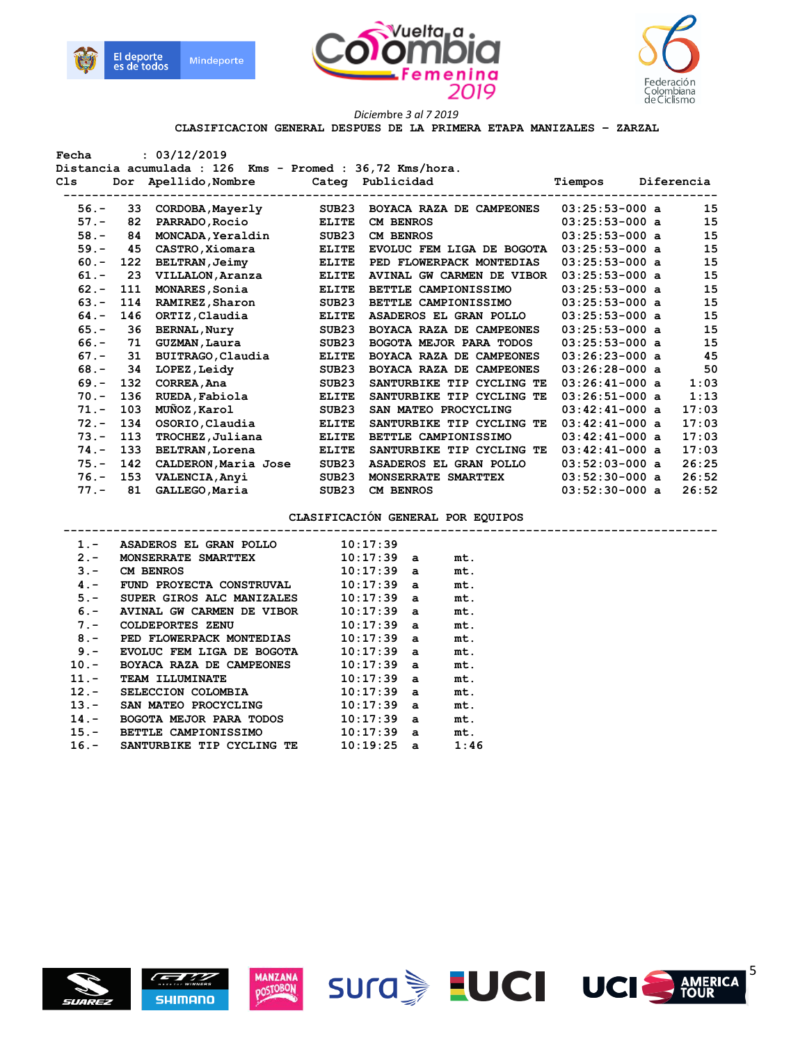Diciembre 3 al 7 2019

## CLASIFICACION GENERAL DESPUES DE LA PRIMERA ETAPA MANIZALES - ZARZAL

Fecha : 03/12/2019
Distancia acumulada : 126 Kms - Promed : 36,72 Kms/hora.

| Cls | Dor | Apellido,Nombre | Categ | Publicidad | Tiempos | | Diferencia |
|---|---|---|---|---|---|---|---|
| 56.- | 33 | CORDOBA,Mayerly | SUB23 | BOYACA RAZA DE CAMPEONES | 03:25:53-000 | a | 15 |
| 57.- | 82 | PARRADO,Rocio | ELITE | CM BENROS | 03:25:53-000 | a | 15 |
| 58.- | 84 | MONCADA,Yeraldin | SUB23 | CM BENROS | 03:25:53-000 | a | 15 |
| 59.- | 45 | CASTRO,Xiomara | ELITE | EVOLUC FEM LIGA DE BOGOTA | 03:25:53-000 | a | 15 |
| 60.- | 122 | BELTRAN,Jeimy | ELITE | PED FLOWERPACK MONTEDIAS | 03:25:53-000 | a | 15 |
| 61.- | 23 | VILLALON,Aranza | ELITE | AVINAL GW CARMEN DE VIBOR | 03:25:53-000 | a | 15 |
| 62.- | 111 | MONARES,Sonia | ELITE | BETTLE CAMPIONISSIMO | 03:25:53-000 | a | 15 |
| 63.- | 114 | RAMIREZ,Sharon | SUB23 | BETTLE CAMPIONISSIMO | 03:25:53-000 | a | 15 |
| 64.- | 146 | ORTIZ,Claudia | ELITE | ASADEROS EL GRAN POLLO | 03:25:53-000 | a | 15 |
| 65.- | 36 | BERNAL,Nury | SUB23 | BOYACA RAZA DE CAMPEONES | 03:25:53-000 | a | 15 |
| 66.- | 71 | GUZMAN,Laura | SUB23 | BOGOTA MEJOR PARA TODOS | 03:25:53-000 | a | 15 |
| 67.- | 31 | BUITRAGO,Claudia | ELITE | BOYACA RAZA DE CAMPEONES | 03:26:23-000 | a | 45 |
| 68.- | 34 | LOPEZ,Leidy | SUB23 | BOYACA RAZA DE CAMPEONES | 03:26:28-000 | a | 50 |
| 69.- | 132 | CORREA,Ana | SUB23 | SANTURBIKE TIP CYCLING TE | 03:26:41-000 | a | 1:03 |
| 70.- | 136 | RUEDA,Fabiola | ELITE | SANTURBIKE TIP CYCLING TE | 03:26:51-000 | a | 1:13 |
| 71.- | 103 | MUÑOZ,Karol | SUB23 | SAN MATEO PROCYCLING | 03:42:41-000 | a | 17:03 |
| 72.- | 134 | OSORIO,Claudia | ELITE | SANTURBIKE TIP CYCLING TE | 03:42:41-000 | a | 17:03 |
| 73.- | 113 | TROCHEZ,Juliana | ELITE | BETTLE CAMPIONISSIMO | 03:42:41-000 | a | 17:03 |
| 74.- | 133 | BELTRAN,Lorena | ELITE | SANTURBIKE TIP CYCLING TE | 03:42:41-000 | a | 17:03 |
| 75.- | 142 | CALDERON,Maria Jose | SUB23 | ASADEROS EL GRAN POLLO | 03:52:03-000 | a | 26:25 |
| 76.- | 153 | VALENCIA,Anyi | SUB23 | MONSERRATE SMARTTEX | 03:52:30-000 | a | 26:52 |
| 77.- | 81 | GALLEGO,Maria | SUB23 | CM BENROS | 03:52:30-000 | a | 26:52 |

## CLASIFICACIÓN GENERAL POR EQUIPOS

| Cls | Equipo | Tiempo | | Diferencia |
|---|---|---|---|---|
| 1.- | ASADEROS EL GRAN POLLO | 10:17:39 | | |
| 2.- | MONSERRATE SMARTTEX | 10:17:39 | a | mt. |
| 3.- | CM BENROS | 10:17:39 | a | mt. |
| 4.- | FUND PROYECTA CONSTRUVAL | 10:17:39 | a | mt. |
| 5.- | SUPER GIROS ALC MANIZALES | 10:17:39 | a | mt. |
| 6.- | AVINAL GW CARMEN DE VIBOR | 10:17:39 | a | mt. |
| 7.- | COLDEPORTES ZENU | 10:17:39 | a | mt. |
| 8.- | PED FLOWERPACK MONTEDIAS | 10:17:39 | a | mt. |
| 9.- | EVOLUC FEM LIGA DE BOGOTA | 10:17:39 | a | mt. |
| 10.- | BOYACA RAZA DE CAMPEONES | 10:17:39 | a | mt. |
| 11.- | TEAM ILLUMINATE | 10:17:39 | a | mt. |
| 12.- | SELECCION COLOMBIA | 10:17:39 | a | mt. |
| 13.- | SAN MATEO PROCYCLING | 10:17:39 | a | mt. |
| 14.- | BOGOTA MEJOR PARA TODOS | 10:17:39 | a | mt. |
| 15.- | BETTLE CAMPIONISSIMO | 10:17:39 | a | mt. |
| 16.- | SANTURBIKE TIP CYCLING TE | 10:19:25 | a | 1:46 |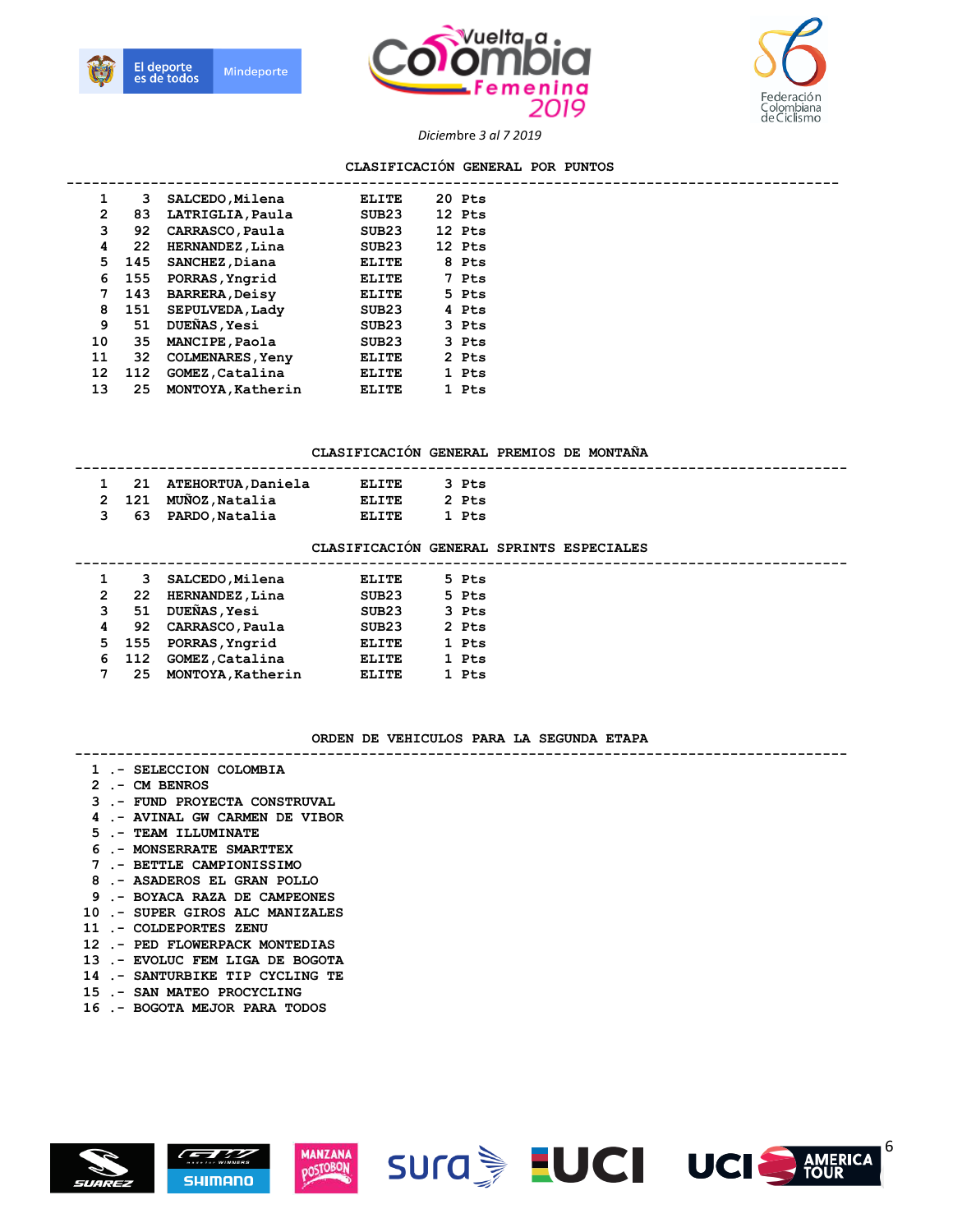Diciembre 3 al 7 2019

## CLASIFICACIÓN GENERAL POR PUNTOS

| | | | | |
|---|---|---|---|---|
| 1 | 3 | SALCEDO,Milena | ELITE | 20 Pts |
| 2 | 83 | LATRIGLIA,Paula | SUB23 | 12 Pts |
| 3 | 92 | CARRASCO,Paula | SUB23 | 12 Pts |
| 4 | 22 | HERNANDEZ,Lina | SUB23 | 12 Pts |
| 5 | 145 | SANCHEZ,Diana | ELITE | 8 Pts |
| 6 | 155 | PORRAS,Yngrid | ELITE | 7 Pts |
| 7 | 143 | BARRERA,Deisy | ELITE | 5 Pts |
| 8 | 151 | SEPULVEDA,Lady | SUB23 | 4 Pts |
| 9 | 51 | DUEÑAS,Yesi | SUB23 | 3 Pts |
| 10 | 35 | MANCIPE,Paola | SUB23 | 3 Pts |
| 11 | 32 | COLMENARES,Yeny | ELITE | 2 Pts |
| 12 | 112 | GOMEZ,Catalina | ELITE | 1 Pts |
| 13 | 25 | MONTOYA,Katherin | ELITE | 1 Pts |

## CLASIFICACIÓN GENERAL PREMIOS DE MONTAÑA

| | | | | |
|---|---|---|---|---|
| 1 | 21 | ATEHORTUA,Daniela | ELITE | 3 Pts |
| 2 | 121 | MUÑOZ,Natalia | ELITE | 2 Pts |
| 3 | 63 | PARDO,Natalia | ELITE | 1 Pts |

## CLASIFICACIÓN GENERAL SPRINTS ESPECIALES

| | | | | |
|---|---|---|---|---|
| 1 | 3 | SALCEDO,Milena | ELITE | 5 Pts |
| 2 | 22 | HERNANDEZ,Lina | SUB23 | 5 Pts |
| 3 | 51 | DUEÑAS,Yesi | SUB23 | 3 Pts |
| 4 | 92 | CARRASCO,Paula | SUB23 | 2 Pts |
| 5 | 155 | PORRAS,Yngrid | ELITE | 1 Pts |
| 6 | 112 | GOMEZ,Catalina | ELITE | 1 Pts |
| 7 | 25 | MONTOYA,Katherin | ELITE | 1 Pts |

## ORDEN DE VEHICULOS PARA LA SEGUNDA ETAPA

1 .- SELECCION COLOMBIA
2 .- CM BENROS
3 .- FUND PROYECTA CONSTRUVAL
4 .- AVINAL GW CARMEN DE VIBOR
5 .- TEAM ILLUMINATE
6 .- MONSERRATE SMARTTEX
7 .- BETTLE CAMPIONISSIMO
8 .- ASADEROS EL GRAN POLLO
9 .- BOYACA RAZA DE CAMPEONES
10 .- SUPER GIROS ALC MANIZALES
11 .- COLDEPORTES ZENU
12 .- PED FLOWERPACK MONTEDIAS
13 .- EVOLUC FEM LIGA DE BOGOTA
14 .- SANTURBIKE TIP CYCLING TE
15 .- SAN MATEO PROCYCLING
16 .- BOGOTA MEJOR PARA TODOS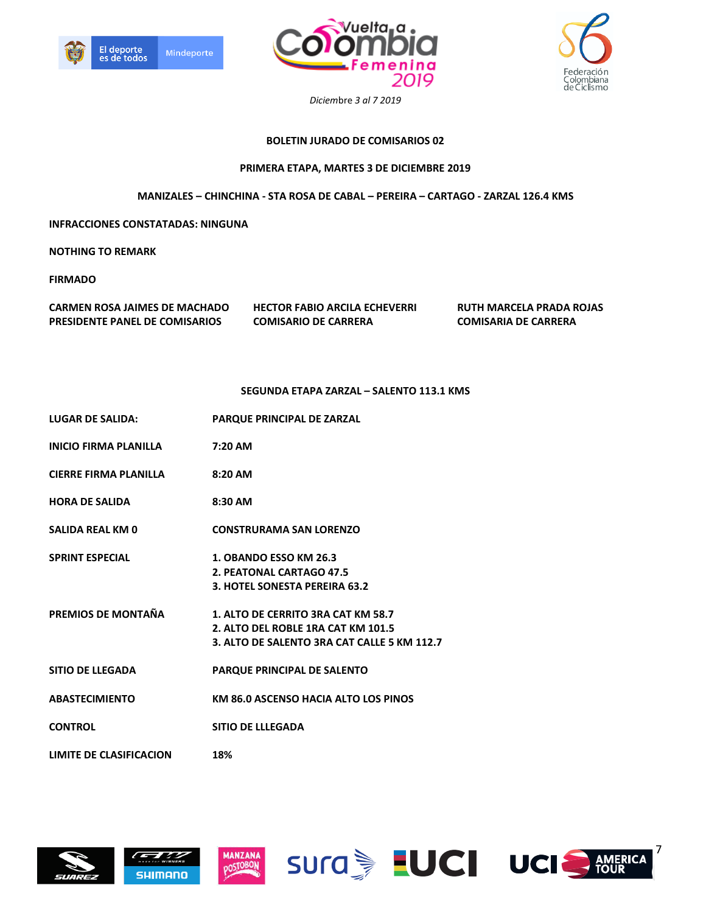*Diciembre 3 al 7 2019*

**BOLETIN JURADO DE COMISARIOS 02**

**PRIMERA ETAPA, MARTES 3 DE DICIEMBRE 2019**

**MANIZALES – CHINCHINA - STA ROSA DE CABAL – PEREIRA – CARTAGO - ZARZAL 126.4 KMS**

**INFRACCIONES CONSTATADAS: NINGUNA**

**NOTHING TO REMARK**

**FIRMADO**

| CARMEN ROSA JAIMES DE MACHADO | HECTOR FABIO ARCILA ECHEVERRI | RUTH MARCELA PRADA ROJAS |
|---|---|---|
| PRESIDENTE PANEL DE COMISARIOS | COMISARIO DE CARRERA | COMISARIA DE CARRERA |

**SEGUNDA ETAPA ZARZAL – SALENTO 113.1 KMS**

| | |
|---|---|
| **LUGAR DE SALIDA:** | **PARQUE PRINCIPAL DE ZARZAL** |
| **INICIO FIRMA PLANILLA** | **7:20 AM** |
| **CIERRE FIRMA PLANILLA** | **8:20 AM** |
| **HORA DE SALIDA** | **8:30 AM** |
| **SALIDA REAL KM 0** | **CONSTRURAMA SAN LORENZO** |
| **SPRINT ESPECIAL** | **1. OBANDO ESSO KM 26.3**<br>**2. PEATONAL CARTAGO 47.5**<br>**3. HOTEL SONESTA PEREIRA 63.2** |
| **PREMIOS DE MONTAÑA** | **1. ALTO DE CERRITO 3RA CAT KM 58.7**<br>**2. ALTO DEL ROBLE 1RA CAT KM 101.5**<br>**3. ALTO DE SALENTO 3RA CAT CALLE 5 KM 112.7** |
| **SITIO DE LLEGADA** | **PARQUE PRINCIPAL DE SALENTO** |
| **ABASTECIMIENTO** | **KM 86.0 ASCENSO HACIA ALTO LOS PINOS** |
| **CONTROL** | **SITIO DE LLLEGADA** |
| **LIMITE DE CLASIFICACION** | **18%** |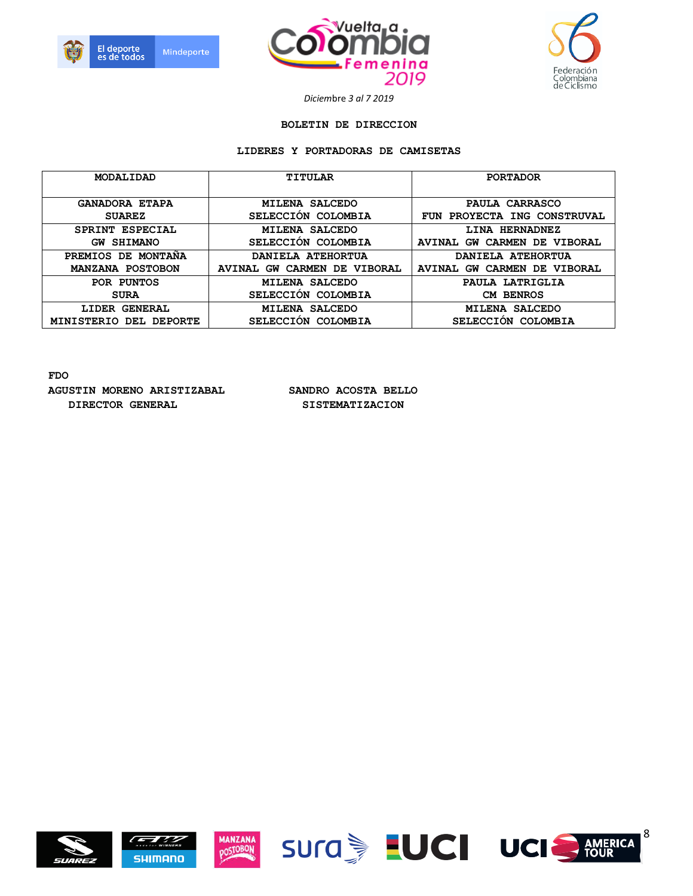*Diciembre 3 al 7 2019*

**BOLETIN DE DIRECCION**

**LIDERES Y PORTADORAS DE CAMISETAS**

| MODALIDAD | TITULAR | PORTADOR |
|---|---|---|
| GANADORA ETAPA SUAREZ | MILENA SALCEDO SELECCIÓN COLOMBIA | PAULA CARRASCO FUN PROYECTA ING CONSTRUVAL |
| SPRINT ESPECIAL GW SHIMANO | MILENA SALCEDO SELECCIÓN COLOMBIA | LINA HERNADNEZ AVINAL GW CARMEN DE VIBORAL |
| PREMIOS DE MONTAÑA MANZANA POSTOBON | DANIELA ATEHORTUA AVINAL GW CARMEN DE VIBORAL | DANIELA ATEHORTUA AVINAL GW CARMEN DE VIBORAL |
| POR PUNTOS SURA | MILENA SALCEDO SELECCIÓN COLOMBIA | PAULA LATRIGLIA CM BENROS |
| LIDER GENERAL MINISTERIO DEL DEPORTE | MILENA SALCEDO SELECCIÓN COLOMBIA | MILENA SALCEDO SELECCIÓN COLOMBIA |

**FDO**

**AGUSTIN MORENO ARISTIZABAL**
**DIRECTOR GENERAL**

**SANDRO ACOSTA BELLO**
**SISTEMATIZACION**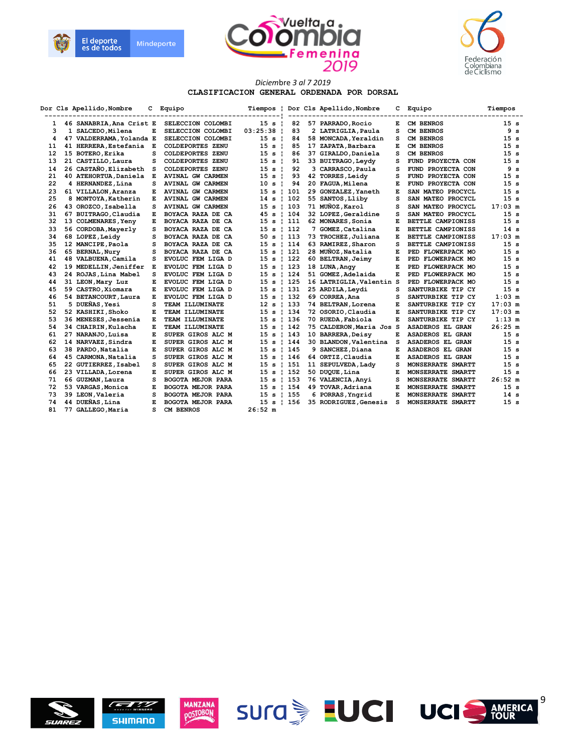Diciembre 3 al 7 2019

**CLASIFICACION GENERAL ORDENADA POR DORSAL**

| Dor | Cls | Apellido,Nombre | C | Equipo | Tiempos | Dor | Cls | Apellido,Nombre | C | Equipo | Tiempos |
|---|---|---|---|---|---|---|---|---|---|---|---|
| 1 | 46 | SANABRIA,Ana Crist | E | SELECCION COLOMBI | 15 s | 82 | 57 | PARRADO,Rocio | E | CM BENROS | 15 s |
| 3 | 1 | SALCEDO,Milena | E | SELECCION COLOMBI | 03:25:38 | 83 | 2 | LATRIGLIA,Paula | S | CM BENROS | 9 s |
| 4 | 47 | VALDERRAMA,Yolanda | E | SELECCION COLOMBI | 15 s | 84 | 58 | MONCADA,Yeraldin | S | CM BENROS | 15 s |
| 11 | 41 | HERRERA,Estefania | E | COLDEPORTES ZENU | 15 s | 85 | 17 | ZAPATA,Barbara | E | CM BENROS | 15 s |
| 12 | 15 | BOTERO,Erika | S | COLDEPORTES ZENU | 15 s | 86 | 37 | GIRALDO,Daniela | S | CM BENROS | 15 s |
| 13 | 21 | CASTILLO,Laura | S | COLDEPORTES ZENU | 15 s | 91 | 33 | BUITRAGO,Leydy | S | FUND PROYECTA CON | 15 s |
| 14 | 26 | CASTAÑO,Elizabeth | S | COLDEPORTES ZENU | 15 s | 92 | 3 | CARRASCO,Paula | S | FUND PROYECTA CON | 9 s |
| 21 | 40 | ATEHORTUA,Daniela | E | AVINAL GW CARMEN | 15 s | 93 | 42 | TORRES,Leidy | S | FUND PROYECTA CON | 15 s |
| 22 | 4 | HERNANDEZ,Lina | S | AVINAL GW CARMEN | 10 s | 94 | 20 | FAGUA,Milena | E | FUND PROYECTA CON | 15 s |
| 23 | 61 | VILLALON,Aranza | E | AVINAL GW CARMEN | 15 s | 101 | 29 | GONZALEZ,Yaneth | E | SAN MATEO PROCYCL | 15 s |
| 25 | 8 | MONTOYA,Katherin | E | AVINAL GW CARMEN | 14 s | 102 | 55 | SANTOS,Lliby | S | SAN MATEO PROCYCL | 15 s |
| 26 | 43 | OROZCO,Isabella | S | AVINAL GW CARMEN | 15 s | 103 | 71 | MUÑOZ,Karol | S | SAN MATEO PROCYCL | 17:03 m |
| 31 | 67 | BUITRAGO,Claudia | E | BOYACA RAZA DE CA | 45 s | 104 | 32 | LOPEZ,Geraldine | S | SAN MATEO PROCYCL | 15 s |
| 32 | 13 | COLMENARES,Yeny | E | BOYACA RAZA DE CA | 15 s | 111 | 62 | MONARES,Sonia | E | BETTLE CAMPIONISS | 15 s |
| 33 | 56 | CORDOBA,Mayerly | S | BOYACA RAZA DE CA | 15 s | 112 | 7 | GOMEZ,Catalina | E | BETTLE CAMPIONISS | 14 s |
| 34 | 68 | LOPEZ,Leidy | S | BOYACA RAZA DE CA | 50 s | 113 | 73 | TROCHEZ,Juliana | E | BETTLE CAMPIONISS | 17:03 m |
| 35 | 12 | MANCIPE,Paola | S | BOYACA RAZA DE CA | 15 s | 114 | 63 | RAMIREZ,Sharon | S | BETTLE CAMPIONISS | 15 s |
| 36 | 65 | BERNAL,Nury | S | BOYACA RAZA DE CA | 15 s | 121 | 28 | MUÑOZ,Natalia | E | PED FLOWERPACK MO | 15 s |
| 41 | 48 | VALBUENA,Camila | S | EVOLUC FEM LIGA D | 15 s | 122 | 60 | BELTRAN,Jeimy | E | PED FLOWERPACK MO | 15 s |
| 42 | 19 | MEDELLIN,Jeniffer | E | EVOLUC FEM LIGA D | 15 s | 123 | 18 | LUNA,Angy | E | PED FLOWERPACK MO | 15 s |
| 43 | 24 | ROJAS,Lina Mabel | S | EVOLUC FEM LIGA D | 15 s | 124 | 51 | GOMEZ,Adelaida | E | PED FLOWERPACK MO | 15 s |
| 44 | 31 | LEON,Mary Luz | E | EVOLUC FEM LIGA D | 15 s | 125 | 16 | LATRIGLIA,Valentin | S | PED FLOWERPACK MO | 15 s |
| 45 | 59 | CASTRO,Xiomara | E | EVOLUC FEM LIGA D | 15 s | 131 | 25 | ARDILA,Leydi | S | SANTURBIKE TIP CY | 15 s |
| 46 | 54 | BETANCOURT,Laura | E | EVOLUC FEM LIGA D | 15 s | 132 | 69 | CORREA,Ana | S | SANTURBIKE TIP CY | 1:03 m |
| 51 | 5 | DUEÑAS,Yesi | S | TEAM ILLUMINATE | 12 s | 133 | 74 | BELTRAN,Lorena | E | SANTURBIKE TIP CY | 17:03 m |
| 52 | 52 | KASHIKI,Shoko | E | TEAM ILLUMINATE | 15 s | 134 | 72 | OSORIO,Claudia | E | SANTURBIKE TIP CY | 17:03 m |
| 53 | 36 | MENESES,Jessenia | E | TEAM ILLUMINATE | 15 s | 136 | 70 | RUEDA,Fabiola | E | SANTURBIKE TIP CY | 1:13 m |
| 54 | 34 | CHAIRIN,Kulacha | E | TEAM ILLUMINATE | 15 s | 142 | 75 | CALDERON,Maria Jos | S | ASADEROS EL GRAN | 26:25 m |
| 61 | 27 | NARANJO,Luisa | E | SUPER GIROS ALC M | 15 s | 143 | 10 | BARRERA,Deisy | E | ASADEROS EL GRAN | 15 s |
| 62 | 14 | NARVAEZ,Sindra | E | SUPER GIROS ALC M | 15 s | 144 | 30 | BLANDON,Valentina | S | ASADEROS EL GRAN | 15 s |
| 63 | 38 | PARDO,Natalia | E | SUPER GIROS ALC M | 15 s | 145 | 9 | SANCHEZ,Diana | E | ASADEROS EL GRAN | 15 s |
| 64 | 45 | CARMONA,Natalia | S | SUPER GIROS ALC M | 15 s | 146 | 64 | ORTIZ,Claudia | E | ASADEROS EL GRAN | 15 s |
| 65 | 22 | GUTIERREZ,Isabel | S | SUPER GIROS ALC M | 15 s | 151 | 11 | SEPULVEDA,Lady | S | MONSERRATE SMARTT | 15 s |
| 66 | 23 | VILLADA,Lorena | E | SUPER GIROS ALC M | 15 s | 152 | 50 | DUQUE,Lina | E | MONSERRATE SMARTT | 15 s |
| 71 | 66 | GUZMAN,Laura | S | BOGOTA MEJOR PARA | 15 s | 153 | 76 | VALENCIA,Anyi | S | MONSERRATE SMARTT | 26:52 m |
| 72 | 53 | VARGAS,Monica | E | BOGOTA MEJOR PARA | 15 s | 154 | 49 | TOVAR,Adriana | E | MONSERRATE SMARTT | 15 s |
| 73 | 39 | LEON,Valeria | S | BOGOTA MEJOR PARA | 15 s | 155 | 6 | PORRAS,Yngrid | E | MONSERRATE SMARTT | 14 s |
| 74 | 44 | DUEÑAS,Lina | E | BOGOTA MEJOR PARA | 15 s | 156 | 35 | RODRIGUEZ,Genesis | S | MONSERRATE SMARTT | 15 s |
| 81 | 77 | GALLEGO,Maria | S | CM BENROS | 26:52 m | | | | | | |